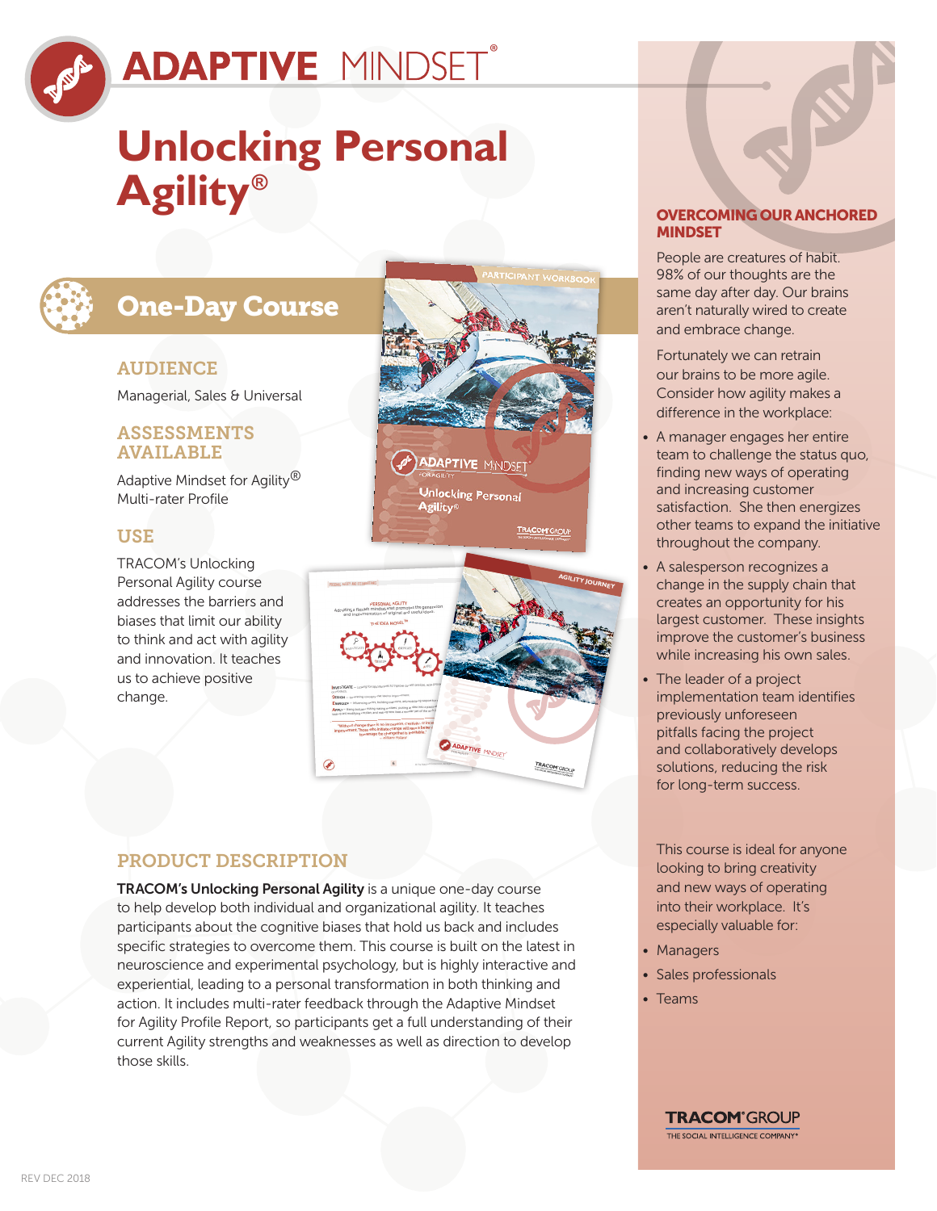# ADAPTIVE MINDSET®

# Unlocking Personal Agility®

## One-Day Course

### AUDIENCE

Managerial, Sales & Universal

### ASSESSMENTS AVAILABLE

Adaptive Mindset for Agility® Multi-rater Profile

### USE

TRACOM's Unlocking Personal Agility course addresses the barriers and biases that limit our ability to think and act with agility and innovation. It teaches us to achieve positive change.

### PRODUCT DESCRIPTION

**TRACOM's Unlocking Personal Agility** is a unique one-day course to help develop both individual and organizational agility. It teaches participants about the cognitive biases that hold us back and includes specific strategies to overcome them. This course is built on the latest in neuroscience and experimental psychology, but is highly interactive and experiential, leading to a personal transformation in both thinking and action. It includes multi-rater feedback through the Adaptive Mindset for Agility Profile Report, so participants get a full understanding of their current Agility strengths and weaknesses as well as direction to develop those skills.

### OVERCOMING OUR ANCHORED MINDSET

People are creatures of habit. 98% of our thoughts are the same day after day. Our brains aren't naturally wired to create and embrace change.

Fortunately we can retrain our brains to be more agile. Consider how agility makes a difference in the workplace:

- A manager engages her entire team to challenge the status quo, finding new ways of operating and increasing customer satisfaction. She then energizes other teams to expand the initiative throughout the company.
- A salesperson recognizes a change in the supply chain that creates an opportunity for his largest customer. These insights improve the customer's business while increasing his own sales.
- The leader of a project implementation team identifies previously unforeseen pitfalls facing the project and collaboratively develops solutions, reducing the risk for long-term success.

This course is ideal for anyone looking to bring creativity and new ways of operating into their workplace. It's especially valuable for:

- Managers
- Sales professionals
- Teams

TRACOM® GROUP
THE SOCIAL INTELLIGENCE COMPANY®

REV DEC 2018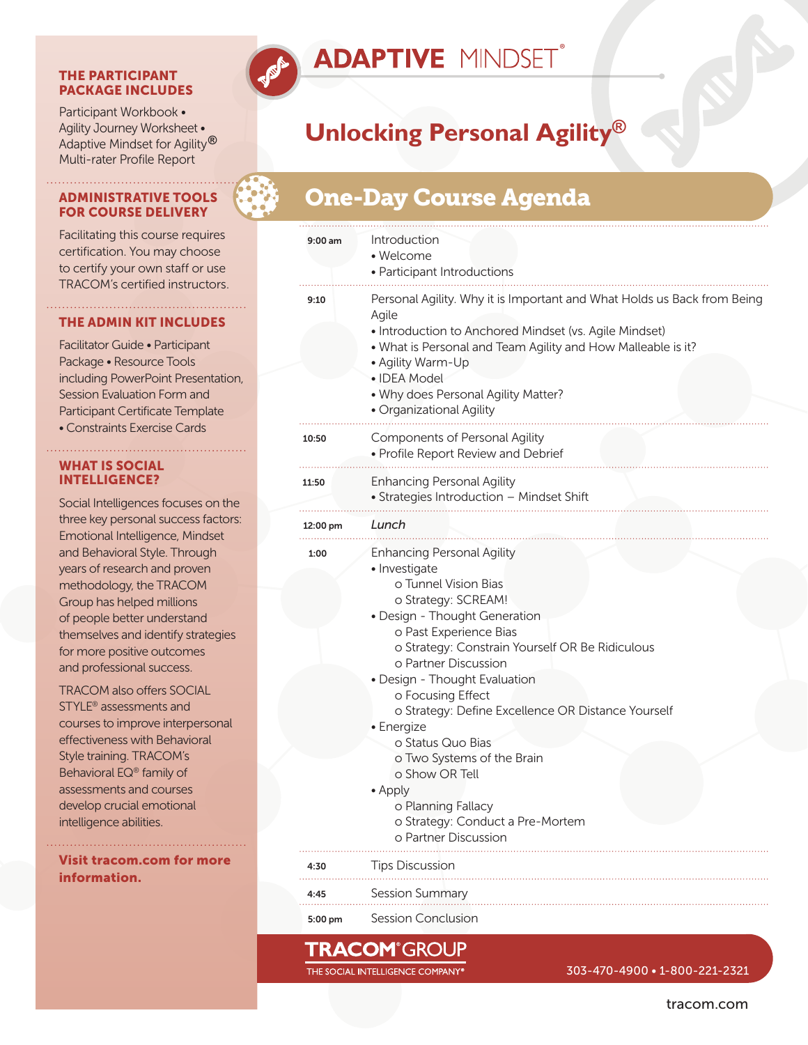# ADAPTIVE MINDSET®

## Unlocking Personal Agility®

## One-Day Course Agenda

| | |
|---|---|
| 9:00 am | Introduction<br>• Welcome<br>• Participant Introductions |
| 9:10 | Personal Agility. Why it is Important and What Holds us Back from Being Agile<br>• Introduction to Anchored Mindset (vs. Agile Mindset)<br>• What is Personal and Team Agility and How Malleable is it?<br>• Agility Warm-Up<br>• IDEA Model<br>• Why does Personal Agility Matter?<br>• Organizational Agility |
| 10:50 | Components of Personal Agility<br>• Profile Report Review and Debrief |
| 11:50 | Enhancing Personal Agility<br>• Strategies Introduction – Mindset Shift |
| 12:00 pm | *Lunch* |
| 1:00 | Enhancing Personal Agility<br>• Investigate<br>o Tunnel Vision Bias<br>o Strategy: SCREAM!<br>• Design - Thought Generation<br>o Past Experience Bias<br>o Strategy: Constrain Yourself OR Be Ridiculous<br>o Partner Discussion<br>• Design - Thought Evaluation<br>o Focusing Effect<br>o Strategy: Define Excellence OR Distance Yourself<br>• Energize<br>o Status Quo Bias<br>o Two Systems of the Brain<br>o Show OR Tell<br>• Apply<br>o Planning Fallacy<br>o Strategy: Conduct a Pre-Mortem<br>o Partner Discussion |
| 4:30 | Tips Discussion |
| 4:45 | Session Summary |
| 5:00 pm | Session Conclusion |

### THE PARTICIPANT PACKAGE INCLUDES

Participant Workbook • Agility Journey Worksheet • Adaptive Mindset for Agility® Multi-rater Profile Report

### ADMINISTRATIVE TOOLS FOR COURSE DELIVERY

Facilitating this course requires certification. You may choose to certify your own staff or use TRACOM's certified instructors.

### THE ADMIN KIT INCLUDES

Facilitator Guide • Participant Package • Resource Tools including PowerPoint Presentation, Session Evaluation Form and Participant Certificate Template • Constraints Exercise Cards

### WHAT IS SOCIAL INTELLIGENCE?

Social Intelligences focuses on the three key personal success factors: Emotional Intelligence, Mindset and Behavioral Style. Through years of research and proven methodology, the TRACOM Group has helped millions of people better understand themselves and identify strategies for more positive outcomes and professional success.

TRACOM also offers SOCIAL STYLE® assessments and courses to improve interpersonal effectiveness with Behavioral Style training. TRACOM's Behavioral EQ® family of assessments and courses develop crucial emotional intelligence abilities.

**Visit tracom.com for more information.**

TRACOM® GROUP
THE SOCIAL INTELLIGENCE COMPANY®

303-470-4900 • 1-800-221-2321

tracom.com